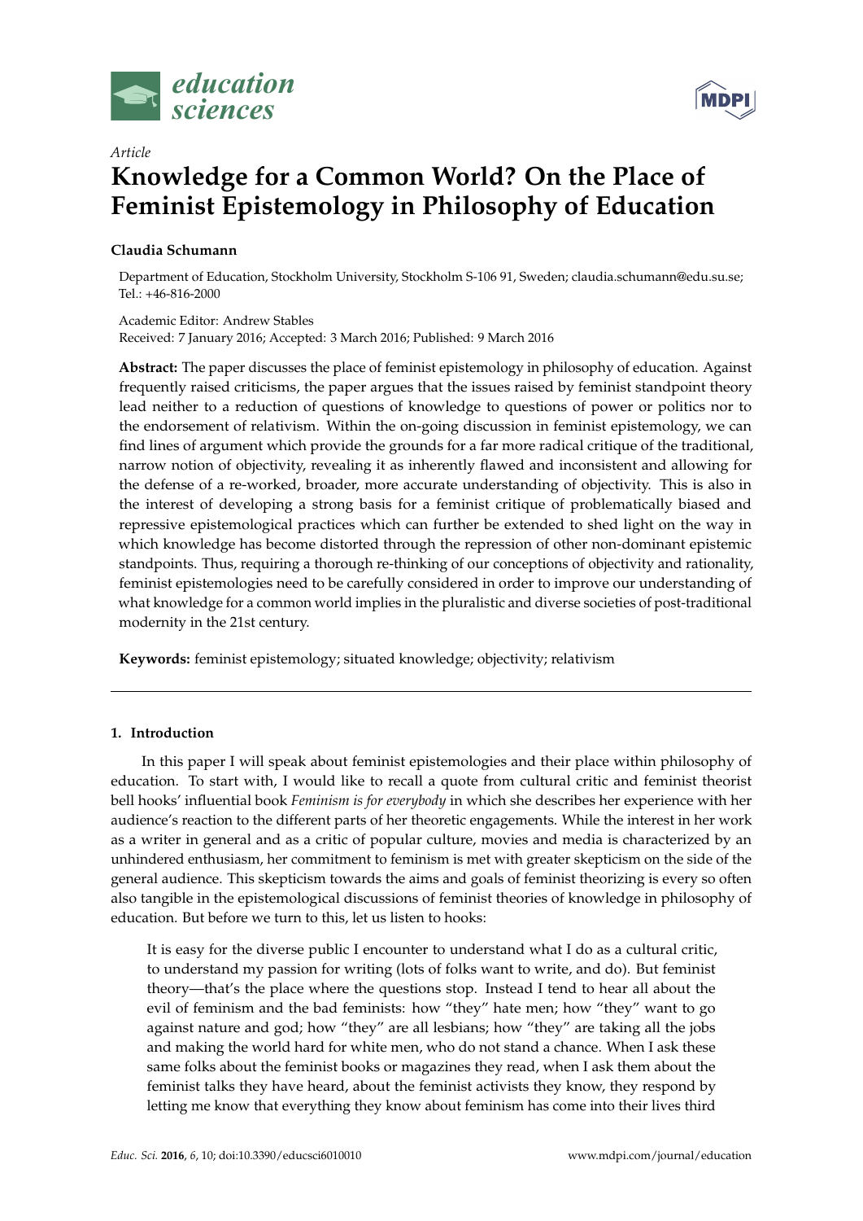Article

# Knowledge for a Common World? On the Place of Feminist Epistemology in Philosophy of Education

**Claudia Schumann**

Department of Education, Stockholm University, Stockholm S-106 91, Sweden; claudia.schumann@edu.su.se; Tel.: +46-816-2000

Academic Editor: Andrew Stables
Received: 7 January 2016; Accepted: 3 March 2016; Published: 9 March 2016

**Abstract:** The paper discusses the place of feminist epistemology in philosophy of education. Against frequently raised criticisms, the paper argues that the issues raised by feminist standpoint theory lead neither to a reduction of questions of knowledge to questions of power or politics nor to the endorsement of relativism. Within the on-going discussion in feminist epistemology, we can find lines of argument which provide the grounds for a far more radical critique of the traditional, narrow notion of objectivity, revealing it as inherently flawed and inconsistent and allowing for the defense of a re-worked, broader, more accurate understanding of objectivity. This is also in the interest of developing a strong basis for a feminist critique of problematically biased and repressive epistemological practices which can further be extended to shed light on the way in which knowledge has become distorted through the repression of other non-dominant epistemic standpoints. Thus, requiring a thorough re-thinking of our conceptions of objectivity and rationality, feminist epistemologies need to be carefully considered in order to improve our understanding of what knowledge for a common world implies in the pluralistic and diverse societies of post-traditional modernity in the 21st century.

**Keywords:** feminist epistemology; situated knowledge; objectivity; relativism

---

## 1. Introduction

In this paper I will speak about feminist epistemologies and their place within philosophy of education. To start with, I would like to recall a quote from cultural critic and feminist theorist bell hooks' influential book *Feminism is for everybody* in which she describes her experience with her audience's reaction to the different parts of her theoretic engagements. While the interest in her work as a writer in general and as a critic of popular culture, movies and media is characterized by an unhindered enthusiasm, her commitment to feminism is met with greater skepticism on the side of the general audience. This skepticism towards the aims and goals of feminist theorizing is every so often also tangible in the epistemological discussions of feminist theories of knowledge in philosophy of education. But before we turn to this, let us listen to hooks:

> It is easy for the diverse public I encounter to understand what I do as a cultural critic, to understand my passion for writing (lots of folks want to write, and do). But feminist theory—that's the place where the questions stop. Instead I tend to hear all about the evil of feminism and the bad feminists: how "they" hate men; how "they" want to go against nature and god; how "they" are all lesbians; how "they" are taking all the jobs and making the world hard for white men, who do not stand a chance. When I ask these same folks about the feminist books or magazines they read, when I ask them about the feminist talks they have heard, about the feminist activists they know, they respond by letting me know that everything they know about feminism has come into their lives third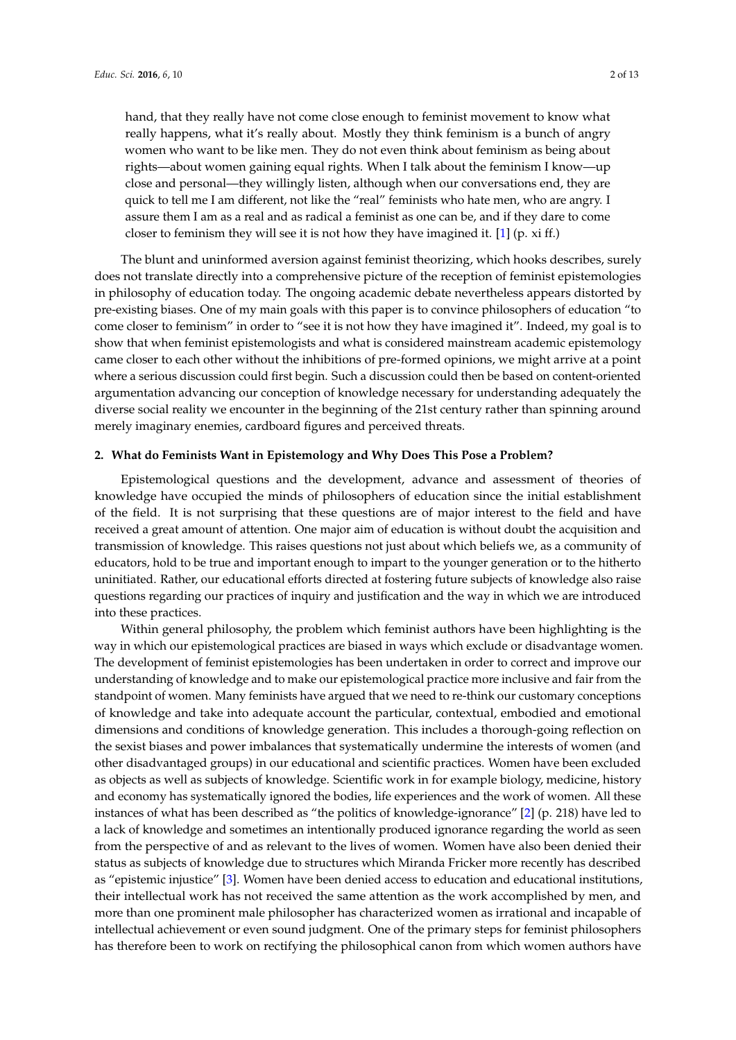hand, that they really have not come close enough to feminist movement to know what really happens, what it's really about. Mostly they think feminism is a bunch of angry women who want to be like men. They do not even think about feminism as being about rights—about women gaining equal rights. When I talk about the feminism I know—up close and personal—they willingly listen, although when our conversations end, they are quick to tell me I am different, not like the "real" feminists who hate men, who are angry. I assure them I am as a real and as radical a feminist as one can be, and if they dare to come closer to feminism they will see it is not how they have imagined it. [1] (p. xi ff.)

The blunt and uninformed aversion against feminist theorizing, which hooks describes, surely does not translate directly into a comprehensive picture of the reception of feminist epistemologies in philosophy of education today. The ongoing academic debate nevertheless appears distorted by pre-existing biases. One of my main goals with this paper is to convince philosophers of education "to come closer to feminism" in order to "see it is not how they have imagined it". Indeed, my goal is to show that when feminist epistemologists and what is considered mainstream academic epistemology came closer to each other without the inhibitions of pre-formed opinions, we might arrive at a point where a serious discussion could first begin. Such a discussion could then be based on content-oriented argumentation advancing our conception of knowledge necessary for understanding adequately the diverse social reality we encounter in the beginning of the 21st century rather than spinning around merely imaginary enemies, cardboard figures and perceived threats.

## 2. What do Feminists Want in Epistemology and Why Does This Pose a Problem?

Epistemological questions and the development, advance and assessment of theories of knowledge have occupied the minds of philosophers of education since the initial establishment of the field. It is not surprising that these questions are of major interest to the field and have received a great amount of attention. One major aim of education is without doubt the acquisition and transmission of knowledge. This raises questions not just about which beliefs we, as a community of educators, hold to be true and important enough to impart to the younger generation or to the hitherto uninitiated. Rather, our educational efforts directed at fostering future subjects of knowledge also raise questions regarding our practices of inquiry and justification and the way in which we are introduced into these practices.

Within general philosophy, the problem which feminist authors have been highlighting is the way in which our epistemological practices are biased in ways which exclude or disadvantage women. The development of feminist epistemologies has been undertaken in order to correct and improve our understanding of knowledge and to make our epistemological practice more inclusive and fair from the standpoint of women. Many feminists have argued that we need to re-think our customary conceptions of knowledge and take into adequate account the particular, contextual, embodied and emotional dimensions and conditions of knowledge generation. This includes a thorough-going reflection on the sexist biases and power imbalances that systematically undermine the interests of women (and other disadvantaged groups) in our educational and scientific practices. Women have been excluded as objects as well as subjects of knowledge. Scientific work in for example biology, medicine, history and economy has systematically ignored the bodies, life experiences and the work of women. All these instances of what has been described as "the politics of knowledge-ignorance" [2] (p. 218) have led to a lack of knowledge and sometimes an intentionally produced ignorance regarding the world as seen from the perspective of and as relevant to the lives of women. Women have also been denied their status as subjects of knowledge due to structures which Miranda Fricker more recently has described as "epistemic injustice" [3]. Women have been denied access to education and educational institutions, their intellectual work has not received the same attention as the work accomplished by men, and more than one prominent male philosopher has characterized women as irrational and incapable of intellectual achievement or even sound judgment. One of the primary steps for feminist philosophers has therefore been to work on rectifying the philosophical canon from which women authors have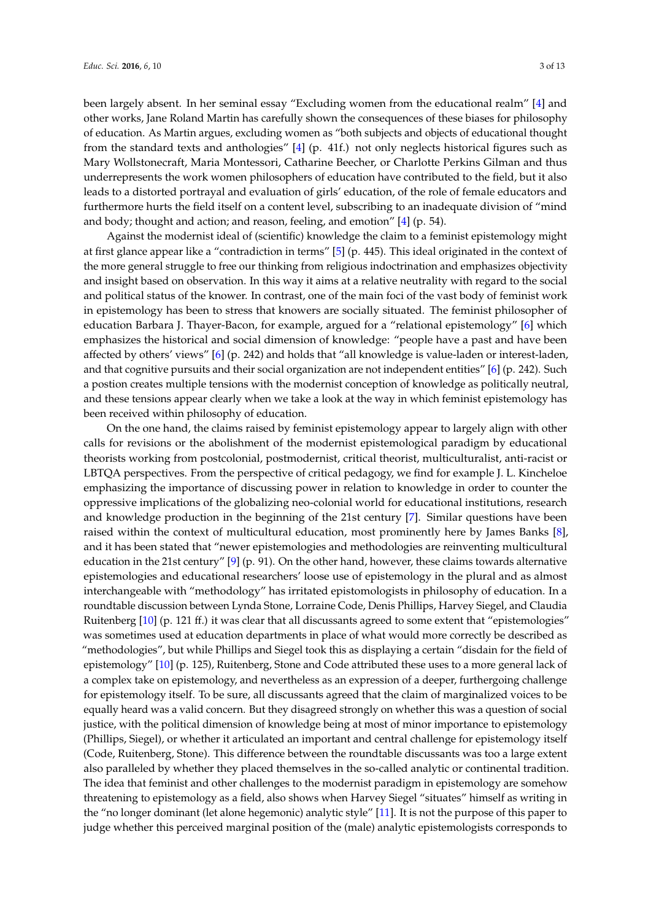been largely absent. In her seminal essay "Excluding women from the educational realm" [4] and other works, Jane Roland Martin has carefully shown the consequences of these biases for philosophy of education. As Martin argues, excluding women as "both subjects and objects of educational thought from the standard texts and anthologies" [4] (p. 41f.) not only neglects historical figures such as Mary Wollstonecraft, Maria Montessori, Catharine Beecher, or Charlotte Perkins Gilman and thus underrepresents the work women philosophers of education have contributed to the field, but it also leads to a distorted portrayal and evaluation of girls' education, of the role of female educators and furthermore hurts the field itself on a content level, subscribing to an inadequate division of "mind and body; thought and action; and reason, feeling, and emotion" [4] (p. 54).

Against the modernist ideal of (scientific) knowledge the claim to a feminist epistemology might at first glance appear like a "contradiction in terms" [5] (p. 445). This ideal originated in the context of the more general struggle to free our thinking from religious indoctrination and emphasizes objectivity and insight based on observation. In this way it aims at a relative neutrality with regard to the social and political status of the knower. In contrast, one of the main foci of the vast body of feminist work in epistemology has been to stress that knowers are socially situated. The feminist philosopher of education Barbara J. Thayer-Bacon, for example, argued for a "relational epistemology" [6] which emphasizes the historical and social dimension of knowledge: "people have a past and have been affected by others' views" [6] (p. 242) and holds that "all knowledge is value-laden or interest-laden, and that cognitive pursuits and their social organization are not independent entities" [6] (p. 242). Such a postion creates multiple tensions with the modernist conception of knowledge as politically neutral, and these tensions appear clearly when we take a look at the way in which feminist epistemology has been received within philosophy of education.

On the one hand, the claims raised by feminist epistemology appear to largely align with other calls for revisions or the abolishment of the modernist epistemological paradigm by educational theorists working from postcolonial, postmodernist, critical theorist, multiculturalist, anti-racist or LBTQA perspectives. From the perspective of critical pedagogy, we find for example J. L. Kincheloe emphasizing the importance of discussing power in relation to knowledge in order to counter the oppressive implications of the globalizing neo-colonial world for educational institutions, research and knowledge production in the beginning of the 21st century [7]. Similar questions have been raised within the context of multicultural education, most prominently here by James Banks [8], and it has been stated that "newer epistemologies and methodologies are reinventing multicultural education in the 21st century" [9] (p. 91). On the other hand, however, these claims towards alternative epistemologies and educational researchers' loose use of epistemology in the plural and as almost interchangeable with "methodology" has irritated epistomologists in philosophy of education. In a roundtable discussion between Lynda Stone, Lorraine Code, Denis Phillips, Harvey Siegel, and Claudia Ruitenberg [10] (p. 121 ff.) it was clear that all discussants agreed to some extent that "epistemologies" was sometimes used at education departments in place of what would more correctly be described as "methodologies", but while Phillips and Siegel took this as displaying a certain "disdain for the field of epistemology" [10] (p. 125), Ruitenberg, Stone and Code attributed these uses to a more general lack of a complex take on epistemology, and nevertheless as an expression of a deeper, furthergoing challenge for epistemology itself. To be sure, all discussants agreed that the claim of marginalized voices to be equally heard was a valid concern. But they disagreed strongly on whether this was a question of social justice, with the political dimension of knowledge being at most of minor importance to epistemology (Phillips, Siegel), or whether it articulated an important and central challenge for epistemology itself (Code, Ruitenberg, Stone). This difference between the roundtable discussants was too a large extent also paralleled by whether they placed themselves in the so-called analytic or continental tradition. The idea that feminist and other challenges to the modernist paradigm in epistemology are somehow threatening to epistemology as a field, also shows when Harvey Siegel "situates" himself as writing in the "no longer dominant (let alone hegemonic) analytic style" [11]. It is not the purpose of this paper to judge whether this perceived marginal position of the (male) analytic epistemologists corresponds to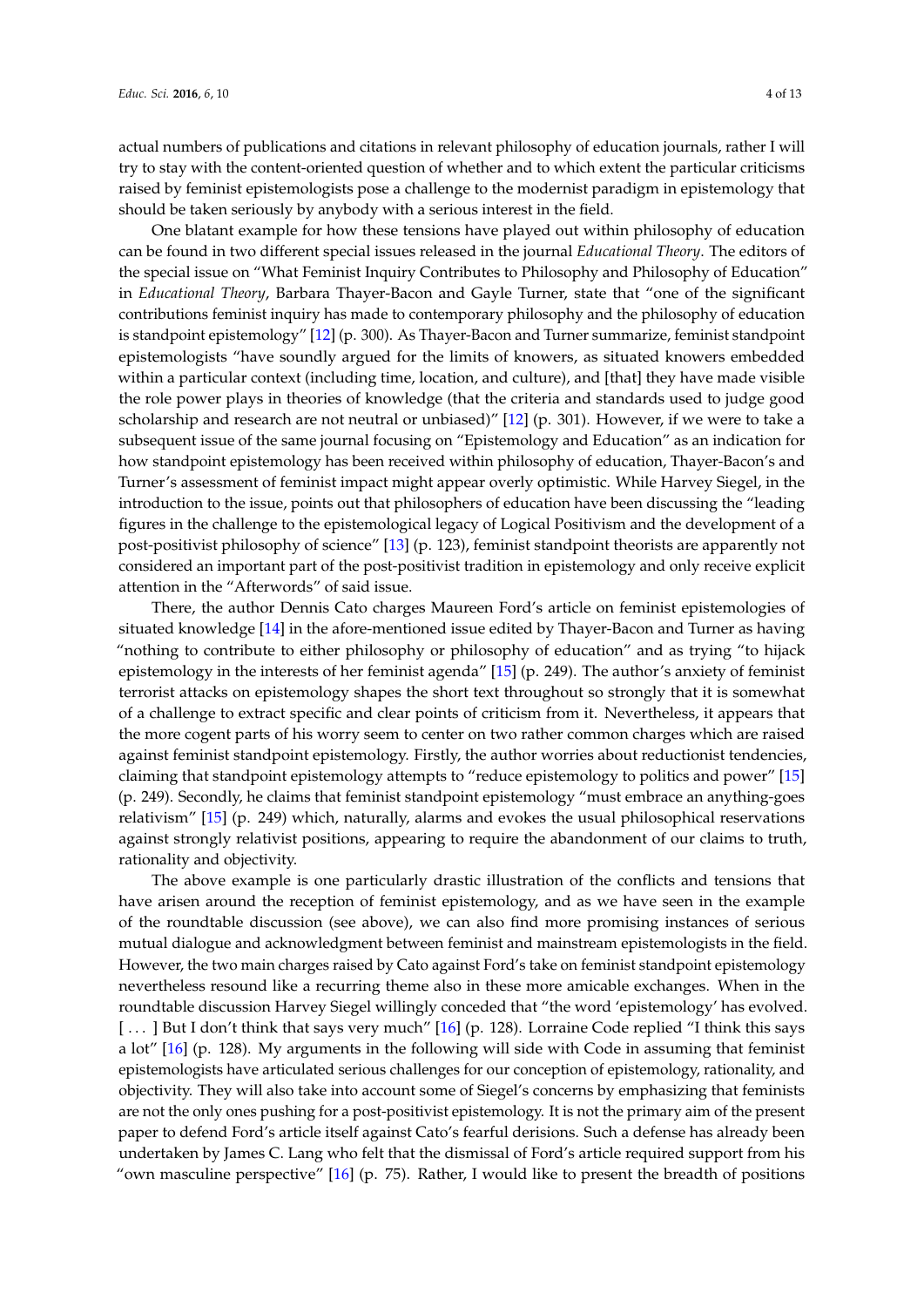actual numbers of publications and citations in relevant philosophy of education journals, rather I will try to stay with the content-oriented question of whether and to which extent the particular criticisms raised by feminist epistemologists pose a challenge to the modernist paradigm in epistemology that should be taken seriously by anybody with a serious interest in the field.

One blatant example for how these tensions have played out within philosophy of education can be found in two different special issues released in the journal *Educational Theory*. The editors of the special issue on "What Feminist Inquiry Contributes to Philosophy and Philosophy of Education" in *Educational Theory*, Barbara Thayer-Bacon and Gayle Turner, state that "one of the significant contributions feminist inquiry has made to contemporary philosophy and the philosophy of education is standpoint epistemology" [12] (p. 300). As Thayer-Bacon and Turner summarize, feminist standpoint epistemologists "have soundly argued for the limits of knowers, as situated knowers embedded within a particular context (including time, location, and culture), and [that] they have made visible the role power plays in theories of knowledge (that the criteria and standards used to judge good scholarship and research are not neutral or unbiased)" [12] (p. 301). However, if we were to take a subsequent issue of the same journal focusing on "Epistemology and Education" as an indication for how standpoint epistemology has been received within philosophy of education, Thayer-Bacon's and Turner's assessment of feminist impact might appear overly optimistic. While Harvey Siegel, in the introduction to the issue, points out that philosophers of education have been discussing the "leading figures in the challenge to the epistemological legacy of Logical Positivism and the development of a post-positivist philosophy of science" [13] (p. 123), feminist standpoint theorists are apparently not considered an important part of the post-positivist tradition in epistemology and only receive explicit attention in the "Afterwords" of said issue.

There, the author Dennis Cato charges Maureen Ford's article on feminist epistemologies of situated knowledge [14] in the afore-mentioned issue edited by Thayer-Bacon and Turner as having "nothing to contribute to either philosophy or philosophy of education" and as trying "to hijack epistemology in the interests of her feminist agenda" [15] (p. 249). The author's anxiety of feminist terrorist attacks on epistemology shapes the short text throughout so strongly that it is somewhat of a challenge to extract specific and clear points of criticism from it. Nevertheless, it appears that the more cogent parts of his worry seem to center on two rather common charges which are raised against feminist standpoint epistemology. Firstly, the author worries about reductionist tendencies, claiming that standpoint epistemology attempts to "reduce epistemology to politics and power" [15] (p. 249). Secondly, he claims that feminist standpoint epistemology "must embrace an anything-goes relativism" [15] (p. 249) which, naturally, alarms and evokes the usual philosophical reservations against strongly relativist positions, appearing to require the abandonment of our claims to truth, rationality and objectivity.

The above example is one particularly drastic illustration of the conflicts and tensions that have arisen around the reception of feminist epistemology, and as we have seen in the example of the roundtable discussion (see above), we can also find more promising instances of serious mutual dialogue and acknowledgment between feminist and mainstream epistemologists in the field. However, the two main charges raised by Cato against Ford's take on feminist standpoint epistemology nevertheless resound like a recurring theme also in these more amicable exchanges. When in the roundtable discussion Harvey Siegel willingly conceded that "the word 'epistemology' has evolved. [ . . . ] But I don't think that says very much" [16] (p. 128). Lorraine Code replied "I think this says a lot" [16] (p. 128). My arguments in the following will side with Code in assuming that feminist epistemologists have articulated serious challenges for our conception of epistemology, rationality, and objectivity. They will also take into account some of Siegel's concerns by emphasizing that feminists are not the only ones pushing for a post-positivist epistemology. It is not the primary aim of the present paper to defend Ford's article itself against Cato's fearful derisions. Such a defense has already been undertaken by James C. Lang who felt that the dismissal of Ford's article required support from his "own masculine perspective" [16] (p. 75). Rather, I would like to present the breadth of positions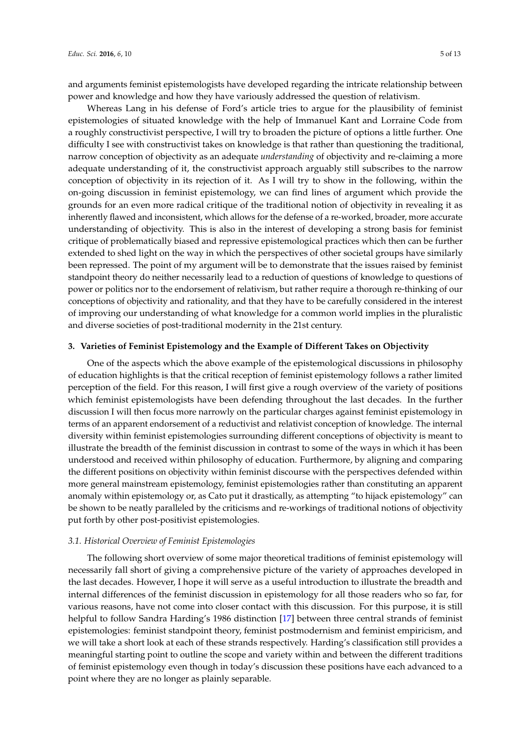and arguments feminist epistemologists have developed regarding the intricate relationship between power and knowledge and how they have variously addressed the question of relativism.

Whereas Lang in his defense of Ford's article tries to argue for the plausibility of feminist epistemologies of situated knowledge with the help of Immanuel Kant and Lorraine Code from a roughly constructivist perspective, I will try to broaden the picture of options a little further. One difficulty I see with constructivist takes on knowledge is that rather than questioning the traditional, narrow conception of objectivity as an adequate *understanding* of objectivity and re-claiming a more adequate understanding of it, the constructivist approach arguably still subscribes to the narrow conception of objectivity in its rejection of it. As I will try to show in the following, within the on-going discussion in feminist epistemology, we can find lines of argument which provide the grounds for an even more radical critique of the traditional notion of objectivity in revealing it as inherently flawed and inconsistent, which allows for the defense of a re-worked, broader, more accurate understanding of objectivity. This is also in the interest of developing a strong basis for feminist critique of problematically biased and repressive epistemological practices which then can be further extended to shed light on the way in which the perspectives of other societal groups have similarly been repressed. The point of my argument will be to demonstrate that the issues raised by feminist standpoint theory do neither necessarily lead to a reduction of questions of knowledge to questions of power or politics nor to the endorsement of relativism, but rather require a thorough re-thinking of our conceptions of objectivity and rationality, and that they have to be carefully considered in the interest of improving our understanding of what knowledge for a common world implies in the pluralistic and diverse societies of post-traditional modernity in the 21st century.

## 3. Varieties of Feminist Epistemology and the Example of Different Takes on Objectivity

One of the aspects which the above example of the epistemological discussions in philosophy of education highlights is that the critical reception of feminist epistemology follows a rather limited perception of the field. For this reason, I will first give a rough overview of the variety of positions which feminist epistemologists have been defending throughout the last decades. In the further discussion I will then focus more narrowly on the particular charges against feminist epistemology in terms of an apparent endorsement of a reductivist and relativist conception of knowledge. The internal diversity within feminist epistemologies surrounding different conceptions of objectivity is meant to illustrate the breadth of the feminist discussion in contrast to some of the ways in which it has been understood and received within philosophy of education. Furthermore, by aligning and comparing the different positions on objectivity within feminist discourse with the perspectives defended within more general mainstream epistemology, feminist epistemologies rather than constituting an apparent anomaly within epistemology or, as Cato put it drastically, as attempting "to hijack epistemology" can be shown to be neatly paralleled by the criticisms and re-workings of traditional notions of objectivity put forth by other post-positivist epistemologies.

### *3.1. Historical Overview of Feminist Epistemologies*

The following short overview of some major theoretical traditions of feminist epistemology will necessarily fall short of giving a comprehensive picture of the variety of approaches developed in the last decades. However, I hope it will serve as a useful introduction to illustrate the breadth and internal differences of the feminist discussion in epistemology for all those readers who so far, for various reasons, have not come into closer contact with this discussion. For this purpose, it is still helpful to follow Sandra Harding's 1986 distinction [17] between three central strands of feminist epistemologies: feminist standpoint theory, feminist postmodernism and feminist empiricism, and we will take a short look at each of these strands respectively. Harding's classification still provides a meaningful starting point to outline the scope and variety within and between the different traditions of feminist epistemology even though in today's discussion these positions have each advanced to a point where they are no longer as plainly separable.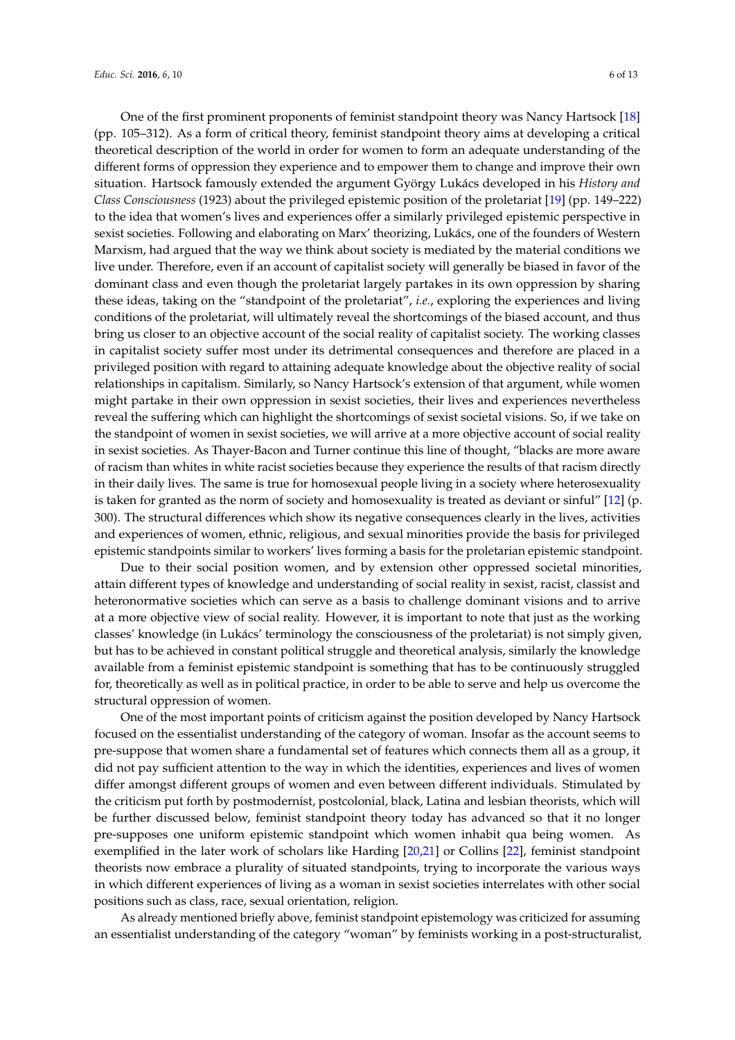One of the first prominent proponents of feminist standpoint theory was Nancy Hartsock [18] (pp. 105–312). As a form of critical theory, feminist standpoint theory aims at developing a critical theoretical description of the world in order for women to form an adequate understanding of the different forms of oppression they experience and to empower them to change and improve their own situation. Hartsock famously extended the argument György Lukács developed in his *History and Class Consciousness* (1923) about the privileged epistemic position of the proletariat [19] (pp. 149–222) to the idea that women's lives and experiences offer a similarly privileged epistemic perspective in sexist societies. Following and elaborating on Marx' theorizing, Lukács, one of the founders of Western Marxism, had argued that the way we think about society is mediated by the material conditions we live under. Therefore, even if an account of capitalist society will generally be biased in favor of the dominant class and even though the proletariat largely partakes in its own oppression by sharing these ideas, taking on the "standpoint of the proletariat", *i.e.*, exploring the experiences and living conditions of the proletariat, will ultimately reveal the shortcomings of the biased account, and thus bring us closer to an objective account of the social reality of capitalist society. The working classes in capitalist society suffer most under its detrimental consequences and therefore are placed in a privileged position with regard to attaining adequate knowledge about the objective reality of social relationships in capitalism. Similarly, so Nancy Hartsock's extension of that argument, while women might partake in their own oppression in sexist societies, their lives and experiences nevertheless reveal the suffering which can highlight the shortcomings of sexist societal visions. So, if we take on the standpoint of women in sexist societies, we will arrive at a more objective account of social reality in sexist societies. As Thayer-Bacon and Turner continue this line of thought, "blacks are more aware of racism than whites in white racist societies because they experience the results of that racism directly in their daily lives. The same is true for homosexual people living in a society where heterosexuality is taken for granted as the norm of society and homosexuality is treated as deviant or sinful" [12] (p. 300). The structural differences which show its negative consequences clearly in the lives, activities and experiences of women, ethnic, religious, and sexual minorities provide the basis for privileged epistemic standpoints similar to workers' lives forming a basis for the proletarian epistemic standpoint.

Due to their social position women, and by extension other oppressed societal minorities, attain different types of knowledge and understanding of social reality in sexist, racist, classist and heteronormative societies which can serve as a basis to challenge dominant visions and to arrive at a more objective view of social reality. However, it is important to note that just as the working classes' knowledge (in Lukács' terminology the consciousness of the proletariat) is not simply given, but has to be achieved in constant political struggle and theoretical analysis, similarly the knowledge available from a feminist epistemic standpoint is something that has to be continuously struggled for, theoretically as well as in political practice, in order to be able to serve and help us overcome the structural oppression of women.

One of the most important points of criticism against the position developed by Nancy Hartsock focused on the essentialist understanding of the category of woman. Insofar as the account seems to pre-suppose that women share a fundamental set of features which connects them all as a group, it did not pay sufficient attention to the way in which the identities, experiences and lives of women differ amongst different groups of women and even between different individuals. Stimulated by the criticism put forth by postmodernist, postcolonial, black, Latina and lesbian theorists, which will be further discussed below, feminist standpoint theory today has advanced so that it no longer pre-supposes one uniform epistemic standpoint which women inhabit qua being women. As exemplified in the later work of scholars like Harding [20,21] or Collins [22], feminist standpoint theorists now embrace a plurality of situated standpoints, trying to incorporate the various ways in which different experiences of living as a woman in sexist societies interrelates with other social positions such as class, race, sexual orientation, religion.

As already mentioned briefly above, feminist standpoint epistemology was criticized for assuming an essentialist understanding of the category "woman" by feminists working in a post-structuralist,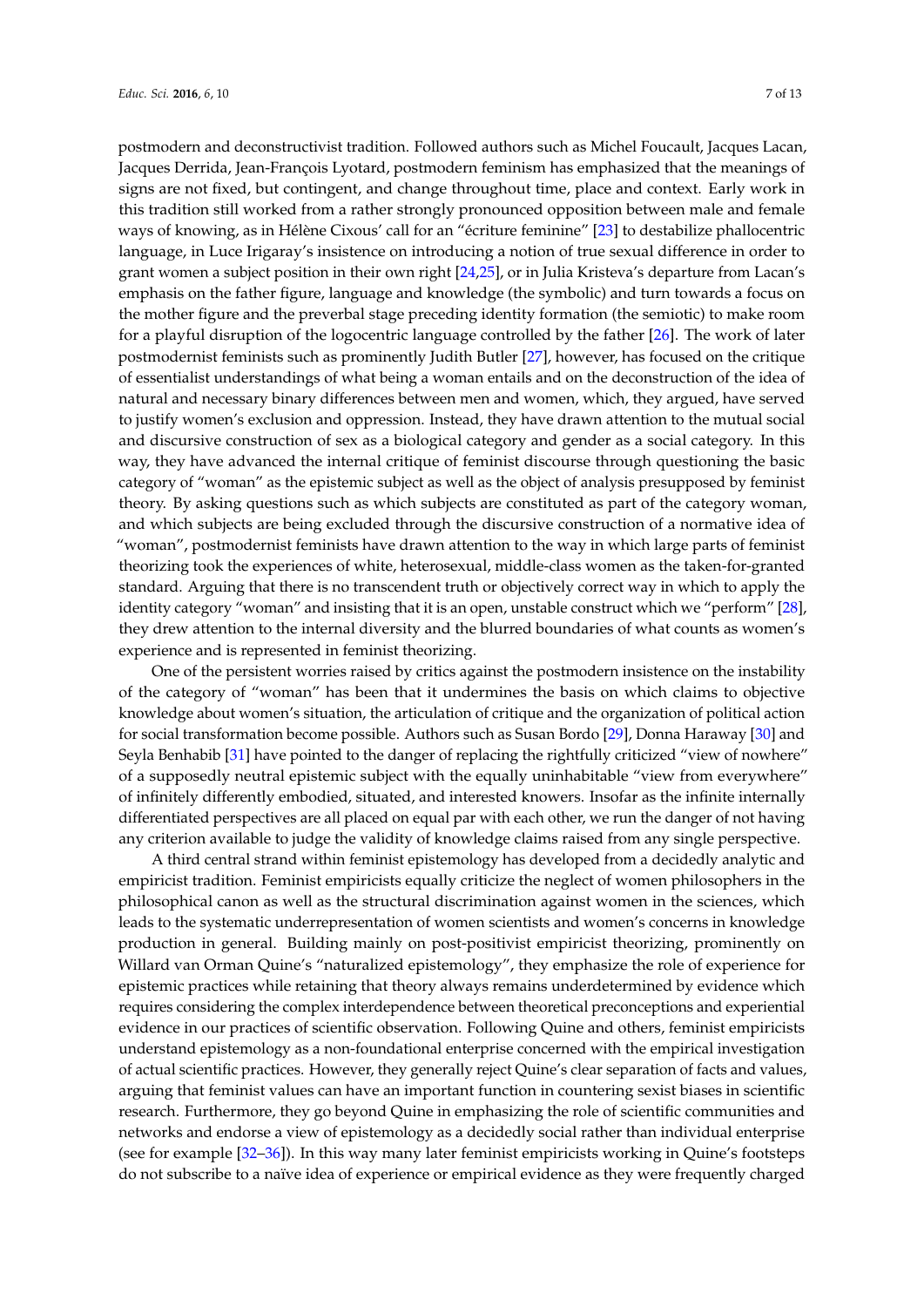postmodern and deconstructivist tradition. Followed authors such as Michel Foucault, Jacques Lacan, Jacques Derrida, Jean-François Lyotard, postmodern feminism has emphasized that the meanings of signs are not fixed, but contingent, and change throughout time, place and context. Early work in this tradition still worked from a rather strongly pronounced opposition between male and female ways of knowing, as in Hélène Cixous' call for an "écriture feminine" [23] to destabilize phallocentric language, in Luce Irigaray's insistence on introducing a notion of true sexual difference in order to grant women a subject position in their own right [24,25], or in Julia Kristeva's departure from Lacan's emphasis on the father figure, language and knowledge (the symbolic) and turn towards a focus on the mother figure and the preverbal stage preceding identity formation (the semiotic) to make room for a playful disruption of the logocentric language controlled by the father [26]. The work of later postmodernist feminists such as prominently Judith Butler [27], however, has focused on the critique of essentialist understandings of what being a woman entails and on the deconstruction of the idea of natural and necessary binary differences between men and women, which, they argued, have served to justify women's exclusion and oppression. Instead, they have drawn attention to the mutual social and discursive construction of sex as a biological category and gender as a social category. In this way, they have advanced the internal critique of feminist discourse through questioning the basic category of "woman" as the epistemic subject as well as the object of analysis presupposed by feminist theory. By asking questions such as which subjects are constituted as part of the category woman, and which subjects are being excluded through the discursive construction of a normative idea of "woman", postmodernist feminists have drawn attention to the way in which large parts of feminist theorizing took the experiences of white, heterosexual, middle-class women as the taken-for-granted standard. Arguing that there is no transcendent truth or objectively correct way in which to apply the identity category "woman" and insisting that it is an open, unstable construct which we "perform" [28], they drew attention to the internal diversity and the blurred boundaries of what counts as women's experience and is represented in feminist theorizing.

One of the persistent worries raised by critics against the postmodern insistence on the instability of the category of "woman" has been that it undermines the basis on which claims to objective knowledge about women's situation, the articulation of critique and the organization of political action for social transformation become possible. Authors such as Susan Bordo [29], Donna Haraway [30] and Seyla Benhabib [31] have pointed to the danger of replacing the rightfully criticized "view of nowhere" of a supposedly neutral epistemic subject with the equally uninhabitable "view from everywhere" of infinitely differently embodied, situated, and interested knowers. Insofar as the infinite internally differentiated perspectives are all placed on equal par with each other, we run the danger of not having any criterion available to judge the validity of knowledge claims raised from any single perspective.

A third central strand within feminist epistemology has developed from a decidedly analytic and empiricist tradition. Feminist empiricists equally criticize the neglect of women philosophers in the philosophical canon as well as the structural discrimination against women in the sciences, which leads to the systematic underrepresentation of women scientists and women's concerns in knowledge production in general. Building mainly on post-positivist empiricist theorizing, prominently on Willard van Orman Quine's "naturalized epistemology", they emphasize the role of experience for epistemic practices while retaining that theory always remains underdetermined by evidence which requires considering the complex interdependence between theoretical preconceptions and experiential evidence in our practices of scientific observation. Following Quine and others, feminist empiricists understand epistemology as a non-foundational enterprise concerned with the empirical investigation of actual scientific practices. However, they generally reject Quine's clear separation of facts and values, arguing that feminist values can have an important function in countering sexist biases in scientific research. Furthermore, they go beyond Quine in emphasizing the role of scientific communities and networks and endorse a view of epistemology as a decidedly social rather than individual enterprise (see for example [32–36]). In this way many later feminist empiricists working in Quine's footsteps do not subscribe to a naïve idea of experience or empirical evidence as they were frequently charged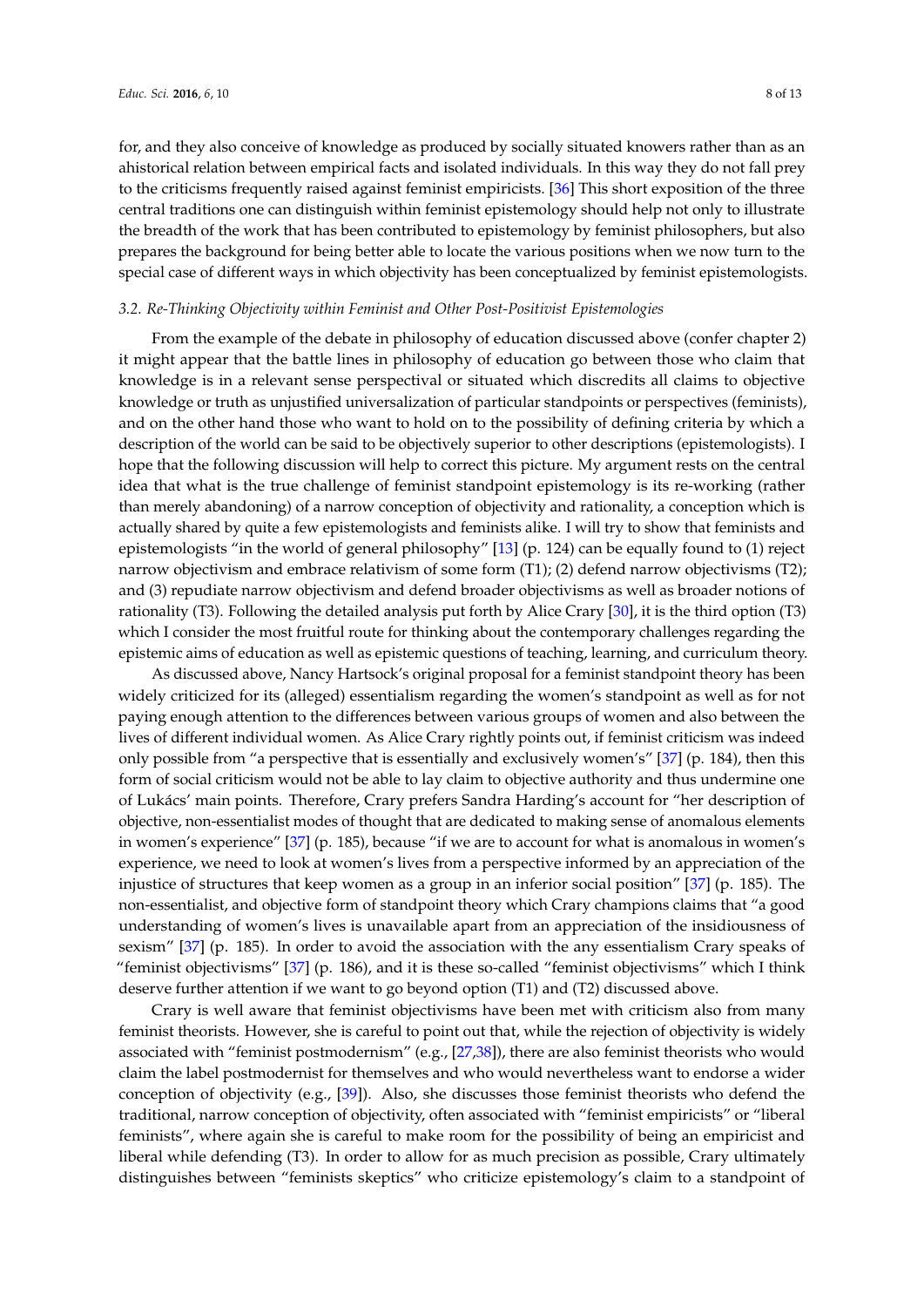for, and they also conceive of knowledge as produced by socially situated knowers rather than as an ahistorical relation between empirical facts and isolated individuals. In this way they do not fall prey to the criticisms frequently raised against feminist empiricists. [36] This short exposition of the three central traditions one can distinguish within feminist epistemology should help not only to illustrate the breadth of the work that has been contributed to epistemology by feminist philosophers, but also prepares the background for being better able to locate the various positions when we now turn to the special case of different ways in which objectivity has been conceptualized by feminist epistemologists.

### *3.2. Re-Thinking Objectivity within Feminist and Other Post-Positivist Epistemologies*

From the example of the debate in philosophy of education discussed above (confer chapter 2) it might appear that the battle lines in philosophy of education go between those who claim that knowledge is in a relevant sense perspectival or situated which discredits all claims to objective knowledge or truth as unjustified universalization of particular standpoints or perspectives (feminists), and on the other hand those who want to hold on to the possibility of defining criteria by which a description of the world can be said to be objectively superior to other descriptions (epistemologists). I hope that the following discussion will help to correct this picture. My argument rests on the central idea that what is the true challenge of feminist standpoint epistemology is its re-working (rather than merely abandoning) of a narrow conception of objectivity and rationality, a conception which is actually shared by quite a few epistemologists and feminists alike. I will try to show that feminists and epistemologists "in the world of general philosophy" [13] (p. 124) can be equally found to (1) reject narrow objectivism and embrace relativism of some form (T1); (2) defend narrow objectivisms (T2); and (3) repudiate narrow objectivism and defend broader objectivisms as well as broader notions of rationality (T3). Following the detailed analysis put forth by Alice Crary [30], it is the third option (T3) which I consider the most fruitful route for thinking about the contemporary challenges regarding the epistemic aims of education as well as epistemic questions of teaching, learning, and curriculum theory.

As discussed above, Nancy Hartsock's original proposal for a feminist standpoint theory has been widely criticized for its (alleged) essentialism regarding the women's standpoint as well as for not paying enough attention to the differences between various groups of women and also between the lives of different individual women. As Alice Crary rightly points out, if feminist criticism was indeed only possible from "a perspective that is essentially and exclusively women's" [37] (p. 184), then this form of social criticism would not be able to lay claim to objective authority and thus undermine one of Lukács' main points. Therefore, Crary prefers Sandra Harding's account for "her description of objective, non-essentialist modes of thought that are dedicated to making sense of anomalous elements in women's experience" [37] (p. 185), because "if we are to account for what is anomalous in women's experience, we need to look at women's lives from a perspective informed by an appreciation of the injustice of structures that keep women as a group in an inferior social position" [37] (p. 185). The non-essentialist, and objective form of standpoint theory which Crary champions claims that "a good understanding of women's lives is unavailable apart from an appreciation of the insidiousness of sexism" [37] (p. 185). In order to avoid the association with the any essentialism Crary speaks of "feminist objectivisms" [37] (p. 186), and it is these so-called "feminist objectivisms" which I think deserve further attention if we want to go beyond option (T1) and (T2) discussed above.

Crary is well aware that feminist objectivisms have been met with criticism also from many feminist theorists. However, she is careful to point out that, while the rejection of objectivity is widely associated with "feminist postmodernism" (e.g., [27,38]), there are also feminist theorists who would claim the label postmodernist for themselves and who would nevertheless want to endorse a wider conception of objectivity (e.g., [39]). Also, she discusses those feminist theorists who defend the traditional, narrow conception of objectivity, often associated with "feminist empiricists" or "liberal feminists", where again she is careful to make room for the possibility of being an empiricist and liberal while defending (T3). In order to allow for as much precision as possible, Crary ultimately distinguishes between "feminists skeptics" who criticize epistemology's claim to a standpoint of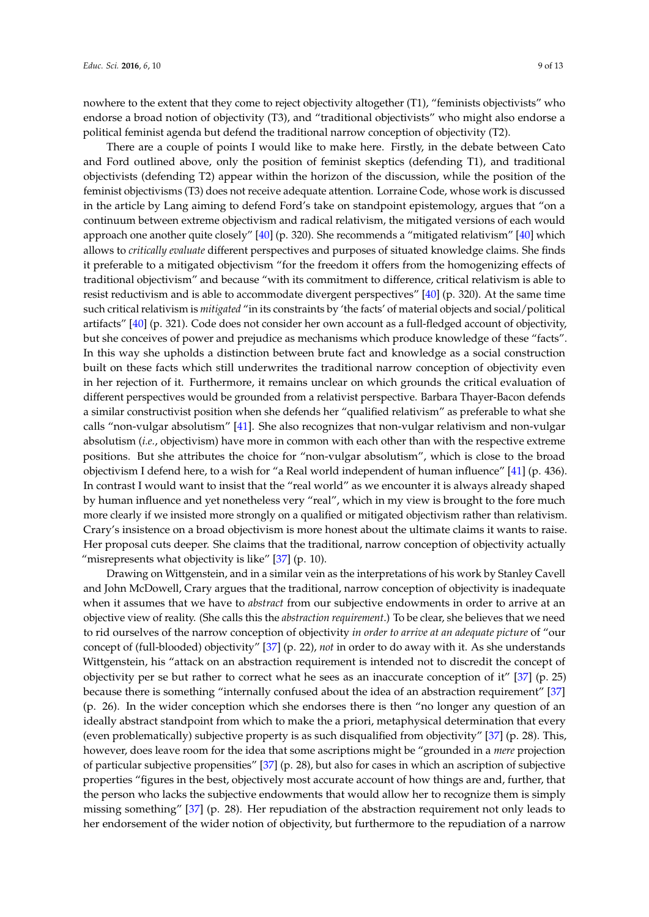nowhere to the extent that they come to reject objectivity altogether (T1), "feminists objectivists" who endorse a broad notion of objectivity (T3), and "traditional objectivists" who might also endorse a political feminist agenda but defend the traditional narrow conception of objectivity (T2).

There are a couple of points I would like to make here. Firstly, in the debate between Cato and Ford outlined above, only the position of feminist skeptics (defending T1), and traditional objectivists (defending T2) appear within the horizon of the discussion, while the position of the feminist objectivisms (T3) does not receive adequate attention. Lorraine Code, whose work is discussed in the article by Lang aiming to defend Ford's take on standpoint epistemology, argues that "on a continuum between extreme objectivism and radical relativism, the mitigated versions of each would approach one another quite closely" [40] (p. 320). She recommends a "mitigated relativism" [40] which allows to *critically evaluate* different perspectives and purposes of situated knowledge claims. She finds it preferable to a mitigated objectivism "for the freedom it offers from the homogenizing effects of traditional objectivism" and because "with its commitment to difference, critical relativism is able to resist reductivism and is able to accommodate divergent perspectives" [40] (p. 320). At the same time such critical relativism is *mitigated* "in its constraints by 'the facts' of material objects and social/political artifacts" [40] (p. 321). Code does not consider her own account as a full-fledged account of objectivity, but she conceives of power and prejudice as mechanisms which produce knowledge of these "facts". In this way she upholds a distinction between brute fact and knowledge as a social construction built on these facts which still underwrites the traditional narrow conception of objectivity even in her rejection of it. Furthermore, it remains unclear on which grounds the critical evaluation of different perspectives would be grounded from a relativist perspective. Barbara Thayer-Bacon defends a similar constructivist position when she defends her "qualified relativism" as preferable to what she calls "non-vulgar absolutism" [41]. She also recognizes that non-vulgar relativism and non-vulgar absolutism (*i.e.*, objectivism) have more in common with each other than with the respective extreme positions. But she attributes the choice for "non-vulgar absolutism", which is close to the broad objectivism I defend here, to a wish for "a Real world independent of human influence" [41] (p. 436). In contrast I would want to insist that the "real world" as we encounter it is always already shaped by human influence and yet nonetheless very "real", which in my view is brought to the fore much more clearly if we insisted more strongly on a qualified or mitigated objectivism rather than relativism. Crary's insistence on a broad objectivism is more honest about the ultimate claims it wants to raise. Her proposal cuts deeper. She claims that the traditional, narrow conception of objectivity actually "misrepresents what objectivity is like" [37] (p. 10).

Drawing on Wittgenstein, and in a similar vein as the interpretations of his work by Stanley Cavell and John McDowell, Crary argues that the traditional, narrow conception of objectivity is inadequate when it assumes that we have to *abstract* from our subjective endowments in order to arrive at an objective view of reality. (She calls this the *abstraction requirement*.) To be clear, she believes that we need to rid ourselves of the narrow conception of objectivity *in order to arrive at an adequate picture* of "our concept of (full-blooded) objectivity" [37] (p. 22), *not* in order to do away with it. As she understands Wittgenstein, his "attack on an abstraction requirement is intended not to discredit the concept of objectivity per se but rather to correct what he sees as an inaccurate conception of it" [37] (p. 25) because there is something "internally confused about the idea of an abstraction requirement" [37] (p. 26). In the wider conception which she endorses there is then "no longer any question of an ideally abstract standpoint from which to make the a priori, metaphysical determination that every (even problematically) subjective property is as such disqualified from objectivity" [37] (p. 28). This, however, does leave room for the idea that some ascriptions might be "grounded in a *mere* projection of particular subjective propensities" [37] (p. 28), but also for cases in which an ascription of subjective properties "figures in the best, objectively most accurate account of how things are and, further, that the person who lacks the subjective endowments that would allow her to recognize them is simply missing something" [37] (p. 28). Her repudiation of the abstraction requirement not only leads to her endorsement of the wider notion of objectivity, but furthermore to the repudiation of a narrow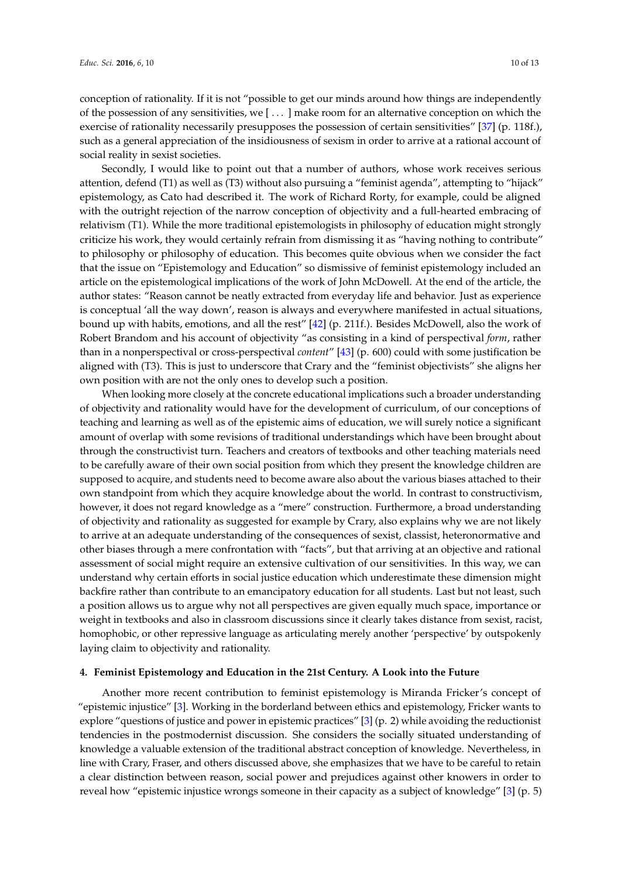conception of rationality. If it is not "possible to get our minds around how things are independently of the possession of any sensitivities, we [ ... ] make room for an alternative conception on which the exercise of rationality necessarily presupposes the possession of certain sensitivities" [37] (p. 118f.), such as a general appreciation of the insidiousness of sexism in order to arrive at a rational account of social reality in sexist societies.

Secondly, I would like to point out that a number of authors, whose work receives serious attention, defend (T1) as well as (T3) without also pursuing a "feminist agenda", attempting to "hijack" epistemology, as Cato had described it. The work of Richard Rorty, for example, could be aligned with the outright rejection of the narrow conception of objectivity and a full-hearted embracing of relativism (T1). While the more traditional epistemologists in philosophy of education might strongly criticize his work, they would certainly refrain from dismissing it as "having nothing to contribute" to philosophy or philosophy of education. This becomes quite obvious when we consider the fact that the issue on "Epistemology and Education" so dismissive of feminist epistemology included an article on the epistemological implications of the work of John McDowell. At the end of the article, the author states: "Reason cannot be neatly extracted from everyday life and behavior. Just as experience is conceptual 'all the way down', reason is always and everywhere manifested in actual situations, bound up with habits, emotions, and all the rest" [42] (p. 211f.). Besides McDowell, also the work of Robert Brandom and his account of objectivity "as consisting in a kind of perspectival *form*, rather than in a nonperspectival or cross-perspectival *content*" [43] (p. 600) could with some justification be aligned with (T3). This is just to underscore that Crary and the "feminist objectivists" she aligns her own position with are not the only ones to develop such a position.

When looking more closely at the concrete educational implications such a broader understanding of objectivity and rationality would have for the development of curriculum, of our conceptions of teaching and learning as well as of the epistemic aims of education, we will surely notice a significant amount of overlap with some revisions of traditional understandings which have been brought about through the constructivist turn. Teachers and creators of textbooks and other teaching materials need to be carefully aware of their own social position from which they present the knowledge children are supposed to acquire, and students need to become aware also about the various biases attached to their own standpoint from which they acquire knowledge about the world. In contrast to constructivism, however, it does not regard knowledge as a "mere" construction. Furthermore, a broad understanding of objectivity and rationality as suggested for example by Crary, also explains why we are not likely to arrive at an adequate understanding of the consequences of sexist, classist, heteronormative and other biases through a mere confrontation with "facts", but that arriving at an objective and rational assessment of social might require an extensive cultivation of our sensitivities. In this way, we can understand why certain efforts in social justice education which underestimate these dimension might backfire rather than contribute to an emancipatory education for all students. Last but not least, such a position allows us to argue why not all perspectives are given equally much space, importance or weight in textbooks and also in classroom discussions since it clearly takes distance from sexist, racist, homophobic, or other repressive language as articulating merely another 'perspective' by outspokenly laying claim to objectivity and rationality.

## 4. Feminist Epistemology and Education in the 21st Century. A Look into the Future

Another more recent contribution to feminist epistemology is Miranda Fricker's concept of "epistemic injustice" [3]. Working in the borderland between ethics and epistemology, Fricker wants to explore "questions of justice and power in epistemic practices" [3] (p. 2) while avoiding the reductionist tendencies in the postmodernist discussion. She considers the socially situated understanding of knowledge a valuable extension of the traditional abstract conception of knowledge. Nevertheless, in line with Crary, Fraser, and others discussed above, she emphasizes that we have to be careful to retain a clear distinction between reason, social power and prejudices against other knowers in order to reveal how "epistemic injustice wrongs someone in their capacity as a subject of knowledge" [3] (p. 5)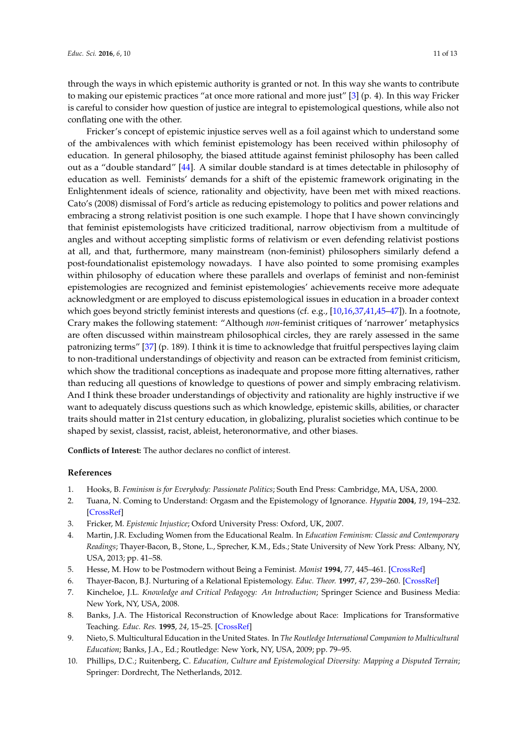through the ways in which epistemic authority is granted or not. In this way she wants to contribute to making our epistemic practices "at once more rational and more just" [3] (p. 4). In this way Fricker is careful to consider how question of justice are integral to epistemological questions, while also not conflating one with the other.

Fricker's concept of epistemic injustice serves well as a foil against which to understand some of the ambivalences with which feminist epistemology has been received within philosophy of education. In general philosophy, the biased attitude against feminist philosophy has been called out as a "double standard" [44]. A similar double standard is at times detectable in philosophy of education as well. Feminists' demands for a shift of the epistemic framework originating in the Enlightenment ideals of science, rationality and objectivity, have been met with mixed reactions. Cato's (2008) dismissal of Ford's article as reducing epistemology to politics and power relations and embracing a strong relativist position is one such example. I hope that I have shown convincingly that feminist epistemologists have criticized traditional, narrow objectivism from a multitude of angles and without accepting simplistic forms of relativism or even defending relativist postions at all, and that, furthermore, many mainstream (non-feminist) philosophers similarly defend a post-foundationalist epistemology nowadays. I have also pointed to some promising examples within philosophy of education where these parallels and overlaps of feminist and non-feminist epistemologies are recognized and feminist epistemologies' achievements receive more adequate acknowledgment or are employed to discuss epistemological issues in education in a broader context which goes beyond strictly feminist interests and questions (cf. e.g., [10,16,37,41,45–47]). In a footnote, Crary makes the following statement: "Although *non*-feminist critiques of 'narrower' metaphysics are often discussed within mainstream philosophical circles, they are rarely assessed in the same patronizing terms" [37] (p. 189). I think it is time to acknowledge that fruitful perspectives laying claim to non-traditional understandings of objectivity and reason can be extracted from feminist criticism, which show the traditional conceptions as inadequate and propose more fitting alternatives, rather than reducing all questions of knowledge to questions of power and simply embracing relativism. And I think these broader understandings of objectivity and rationality are highly instructive if we want to adequately discuss questions such as which knowledge, epistemic skills, abilities, or character traits should matter in 21st century education, in globalizing, pluralist societies which continue to be shaped by sexist, classist, racist, ableist, heteronormative, and other biases.

**Conflicts of Interest:** The author declares no conflict of interest.

## References

1. Hooks, B. *Feminism is for Everybody: Passionate Politics*; South End Press: Cambridge, MA, USA, 2000.
2. Tuana, N. Coming to Understand: Orgasm and the Epistemology of Ignorance. *Hypatia* **2004**, *19*, 194–232. [CrossRef]
3. Fricker, M. *Epistemic Injustice*; Oxford University Press: Oxford, UK, 2007.
4. Martin, J.R. Excluding Women from the Educational Realm. In *Education Feminism: Classic and Contemporary Readings*; Thayer-Bacon, B., Stone, L., Sprecher, K.M., Eds.; State University of New York Press: Albany, NY, USA, 2013; pp. 41–58.
5. Hesse, M. How to be Postmodern without Being a Feminist. *Monist* **1994**, *77*, 445–461. [CrossRef]
6. Thayer-Bacon, B.J. Nurturing of a Relational Epistemology. *Educ. Theor.* **1997**, *47*, 239–260. [CrossRef]
7. Kincheloe, J.L. *Knowledge and Critical Pedagogy: An Introduction*; Springer Science and Business Media: New York, NY, USA, 2008.
8. Banks, J.A. The Historical Reconstruction of Knowledge about Race: Implications for Transformative Teaching. *Educ. Res.* **1995**, *24*, 15–25. [CrossRef]
9. Nieto, S. Multicultural Education in the United States. In *The Routledge International Companion to Multicultural Education*; Banks, J.A., Ed.; Routledge: New York, NY, USA, 2009; pp. 79–95.
10. Phillips, D.C.; Ruitenberg, C. *Education, Culture and Epistemological Diversity: Mapping a Disputed Terrain*; Springer: Dordrecht, The Netherlands, 2012.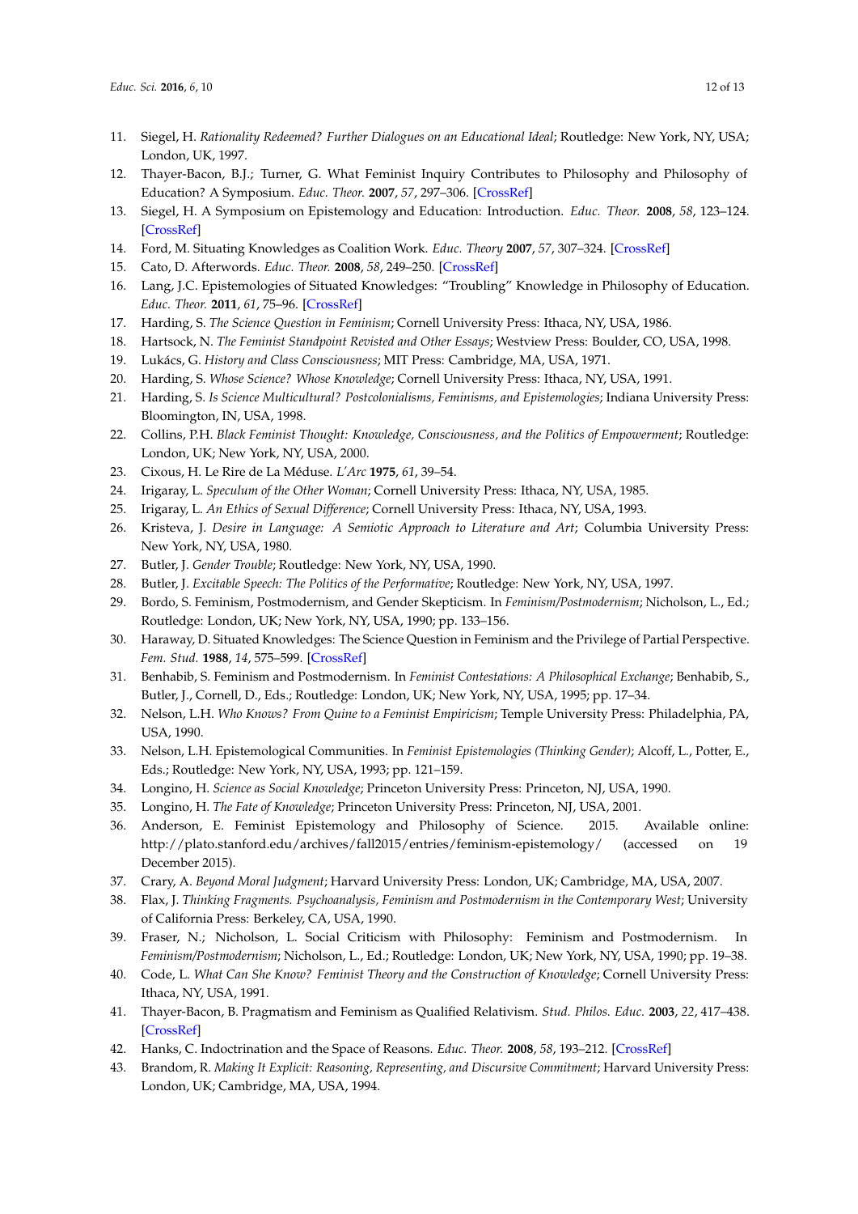11. Siegel, H. *Rationality Redeemed? Further Dialogues on an Educational Ideal*; Routledge: New York, NY, USA; London, UK, 1997.
12. Thayer-Bacon, B.J.; Turner, G. What Feminist Inquiry Contributes to Philosophy and Philosophy of Education? A Symposium. *Educ. Theor.* **2007**, *57*, 297–306. [CrossRef]
13. Siegel, H. A Symposium on Epistemology and Education: Introduction. *Educ. Theor.* **2008**, *58*, 123–124. [CrossRef]
14. Ford, M. Situating Knowledges as Coalition Work. *Educ. Theory* **2007**, *57*, 307–324. [CrossRef]
15. Cato, D. Afterwords. *Educ. Theor.* **2008**, *58*, 249–250. [CrossRef]
16. Lang, J.C. Epistemologies of Situated Knowledges: "Troubling" Knowledge in Philosophy of Education. *Educ. Theor.* **2011**, *61*, 75–96. [CrossRef]
17. Harding, S. *The Science Question in Feminism*; Cornell University Press: Ithaca, NY, USA, 1986.
18. Hartsock, N. *The Feminist Standpoint Revisted and Other Essays*; Westview Press: Boulder, CO, USA, 1998.
19. Lukács, G. *History and Class Consciousness*; MIT Press: Cambridge, MA, USA, 1971.
20. Harding, S. *Whose Science? Whose Knowledge*; Cornell University Press: Ithaca, NY, USA, 1991.
21. Harding, S. *Is Science Multicultural? Postcolonialisms, Feminisms, and Epistemologies*; Indiana University Press: Bloomington, IN, USA, 1998.
22. Collins, P.H. *Black Feminist Thought: Knowledge, Consciousness, and the Politics of Empowerment*; Routledge: London, UK; New York, NY, USA, 2000.
23. Cixous, H. Le Rire de La Méduse. *L'Arc* **1975**, *61*, 39–54.
24. Irigaray, L. *Speculum of the Other Woman*; Cornell University Press: Ithaca, NY, USA, 1985.
25. Irigaray, L. *An Ethics of Sexual Difference*; Cornell University Press: Ithaca, NY, USA, 1993.
26. Kristeva, J. *Desire in Language: A Semiotic Approach to Literature and Art*; Columbia University Press: New York, NY, USA, 1980.
27. Butler, J. *Gender Trouble*; Routledge: New York, NY, USA, 1990.
28. Butler, J. *Excitable Speech: The Politics of the Performative*; Routledge: New York, NY, USA, 1997.
29. Bordo, S. Feminism, Postmodernism, and Gender Skepticism. In *Feminism/Postmodernism*; Nicholson, L., Ed.; Routledge: London, UK; New York, NY, USA, 1990; pp. 133–156.
30. Haraway, D. Situated Knowledges: The Science Question in Feminism and the Privilege of Partial Perspective. *Fem. Stud.* **1988**, *14*, 575–599. [CrossRef]
31. Benhabib, S. Feminism and Postmodernism. In *Feminist Contestations: A Philosophical Exchange*; Benhabib, S., Butler, J., Cornell, D., Eds.; Routledge: London, UK; New York, NY, USA, 1995; pp. 17–34.
32. Nelson, L.H. *Who Knows? From Quine to a Feminist Empiricism*; Temple University Press: Philadelphia, PA, USA, 1990.
33. Nelson, L.H. Epistemological Communities. In *Feminist Epistemologies (Thinking Gender)*; Alcoff, L., Potter, E., Eds.; Routledge: New York, NY, USA, 1993; pp. 121–159.
34. Longino, H. *Science as Social Knowledge*; Princeton University Press: Princeton, NJ, USA, 1990.
35. Longino, H. *The Fate of Knowledge*; Princeton University Press: Princeton, NJ, USA, 2001.
36. Anderson, E. Feminist Epistemology and Philosophy of Science. 2015. Available online: http://plato.stanford.edu/archives/fall2015/entries/feminism-epistemology/ (accessed on 19 December 2015).
37. Crary, A. *Beyond Moral Judgment*; Harvard University Press: London, UK; Cambridge, MA, USA, 2007.
38. Flax, J. *Thinking Fragments. Psychoanalysis, Feminism and Postmodernism in the Contemporary West*; University of California Press: Berkeley, CA, USA, 1990.
39. Fraser, N.; Nicholson, L. Social Criticism with Philosophy: Feminism and Postmodernism. In *Feminism/Postmodernism*; Nicholson, L., Ed.; Routledge: London, UK; New York, NY, USA, 1990; pp. 19–38.
40. Code, L. *What Can She Know? Feminist Theory and the Construction of Knowledge*; Cornell University Press: Ithaca, NY, USA, 1991.
41. Thayer-Bacon, B. Pragmatism and Feminism as Qualified Relativism. *Stud. Philos. Educ.* **2003**, *22*, 417–438. [CrossRef]
42. Hanks, C. Indoctrination and the Space of Reasons. *Educ. Theor.* **2008**, *58*, 193–212. [CrossRef]
43. Brandom, R. *Making It Explicit: Reasoning, Representing, and Discursive Commitment*; Harvard University Press: London, UK; Cambridge, MA, USA, 1994.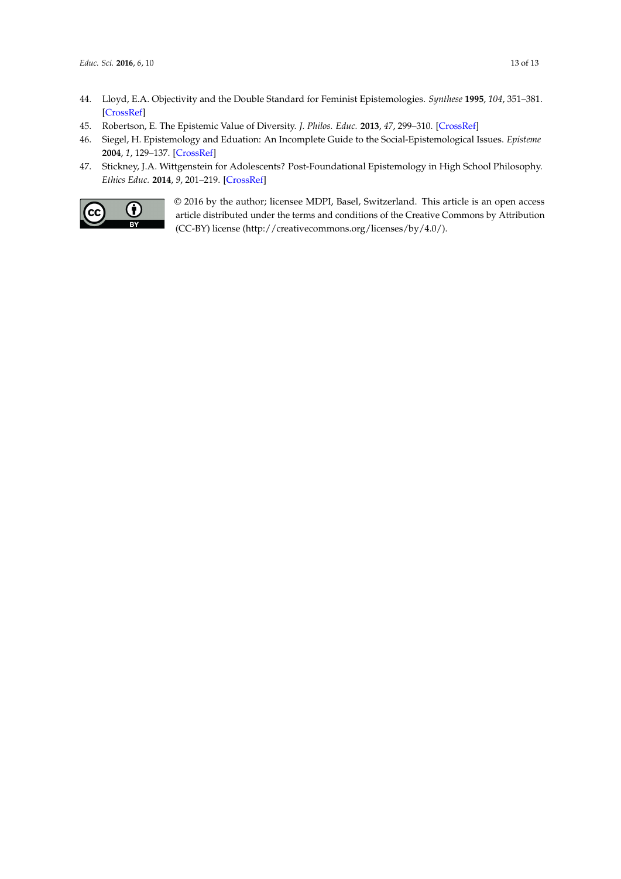44. Lloyd, E.A. Objectivity and the Double Standard for Feminist Epistemologies. *Synthese* **1995**, *104*, 351–381. [CrossRef]
45. Robertson, E. The Epistemic Value of Diversity. *J. Philos. Educ.* **2013**, *47*, 299–310. [CrossRef]
46. Siegel, H. Epistemology and Eduation: An Incomplete Guide to the Social-Epistemological Issues. *Episteme* **2004**, *1*, 129–137. [CrossRef]
47. Stickney, J.A. Wittgenstein for Adolescents? Post-Foundational Epistemology in High School Philosophy. *Ethics Educ.* **2014**, *9*, 201–219. [CrossRef]

© 2016 by the author; licensee MDPI, Basel, Switzerland. This article is an open access article distributed under the terms and conditions of the Creative Commons by Attribution (CC-BY) license (http://creativecommons.org/licenses/by/4.0/).